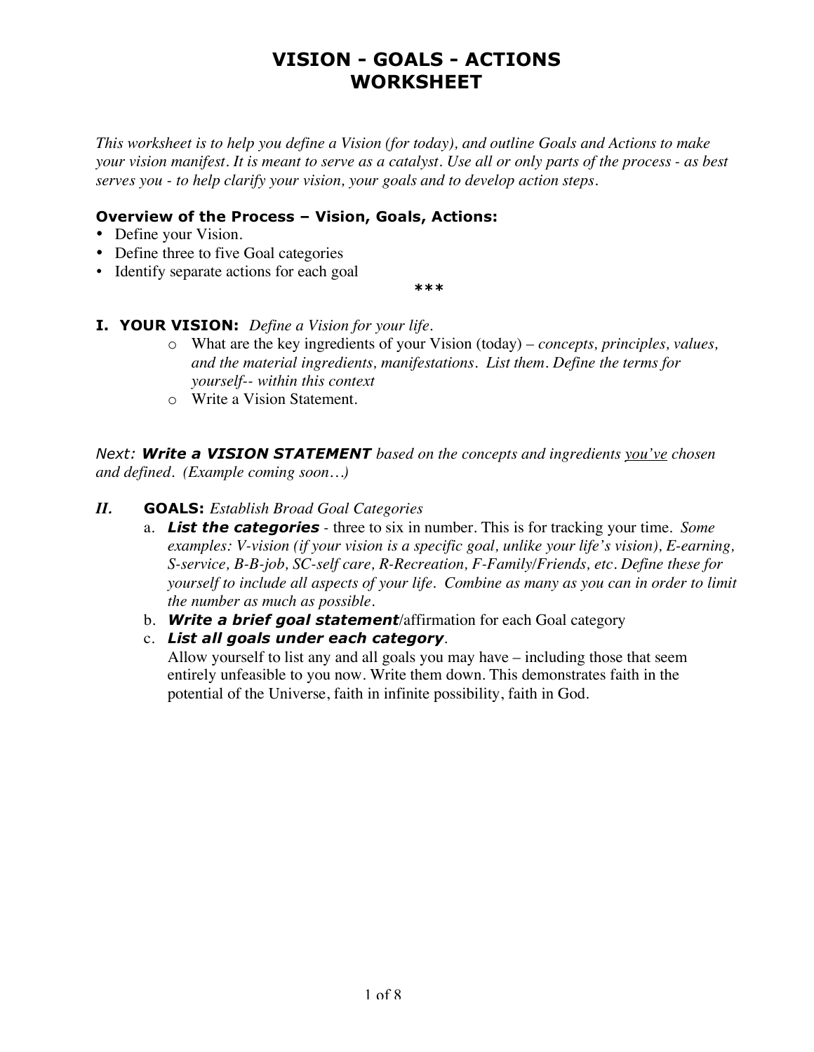# VISION - GOALS - ACTIONS
# WORKSHEET

*This worksheet is to help you define a Vision (for today), and outline Goals and Actions to make your vision manifest. It is meant to serve as a catalyst. Use all or only parts of the process - as best serves you - to help clarify your vision, your goals and to develop action steps.*

**Overview of the Process – Vision, Goals, Actions:**

- Define your Vision.
- Define three to five Goal categories
- Identify separate actions for each goal

***

## I. YOUR VISION: *Define a Vision for your life.*

- What are the key ingredients of your Vision (today) – *concepts, principles, values, and the material ingredients, manifestations. List them. Define the terms for yourself-- within this context*
- Write a Vision Statement.

*Next:* ***Write a VISION STATEMENT*** *based on the concepts and ingredients* *<u>you've</u>* *chosen and defined. (Example coming soon…)*

## *II.* GOALS: *Establish Broad Goal Categories*

a. ***List the categories*** - three to six in number. This is for tracking your time. *Some examples: V-vision (if your vision is a specific goal, unlike your life's vision), E-earning, S-service, B-B-job, SC-self care, R-Recreation, F-Family/Friends, etc. Define these for yourself to include all aspects of your life. Combine as many as you can in order to limit the number as much as possible.*

b. ***Write a brief goal statement***/affirmation for each Goal category

c. ***List all goals under each category***.
Allow yourself to list any and all goals you may have – including those that seem entirely unfeasible to you now. Write them down. This demonstrates faith in the potential of the Universe, faith in infinite possibility, faith in God.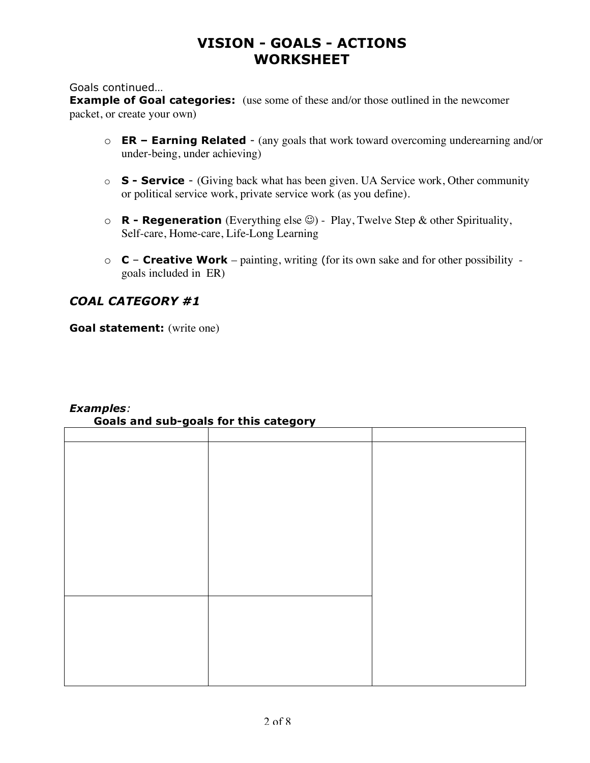# VISION - GOALS - ACTIONS WORKSHEET

Goals continued…

**Example of Goal categories:** (use some of these and/or those outlined in the newcomer packet, or create your own)

- **ER – Earning Related** - (any goals that work toward overcoming underearning and/or under-being, under achieving)
- **S - Service** - (Giving back what has been given. UA Service work, Other community or political service work, private service work (as you define).
- **R - Regeneration** (Everything else ☺) - Play, Twelve Step & other Spirituality, Self-care, Home-care, Life-Long Learning
- **C** – **Creative Work** – painting, writing (for its own sake and for other possibility - goals included in ER)

### *COAL CATEGORY #1*

**Goal statement:** (write one)

***Examples:***

**Goals and sub-goals for this category**

| | | |
|---|---|---|
| | | |
| | | |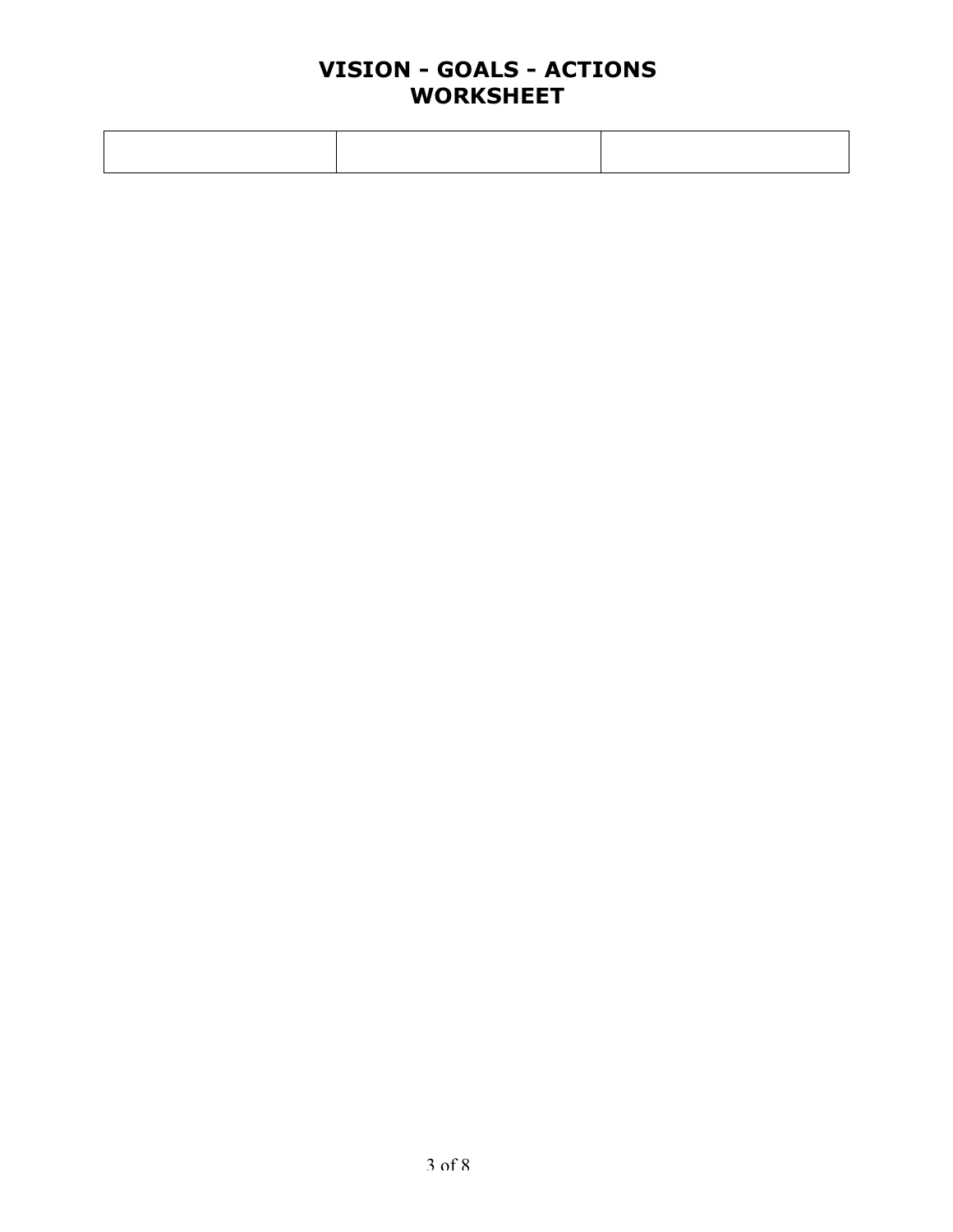# VISION - GOALS - ACTIONS
# WORKSHEET

| | | |
|---|---|---|
| | | |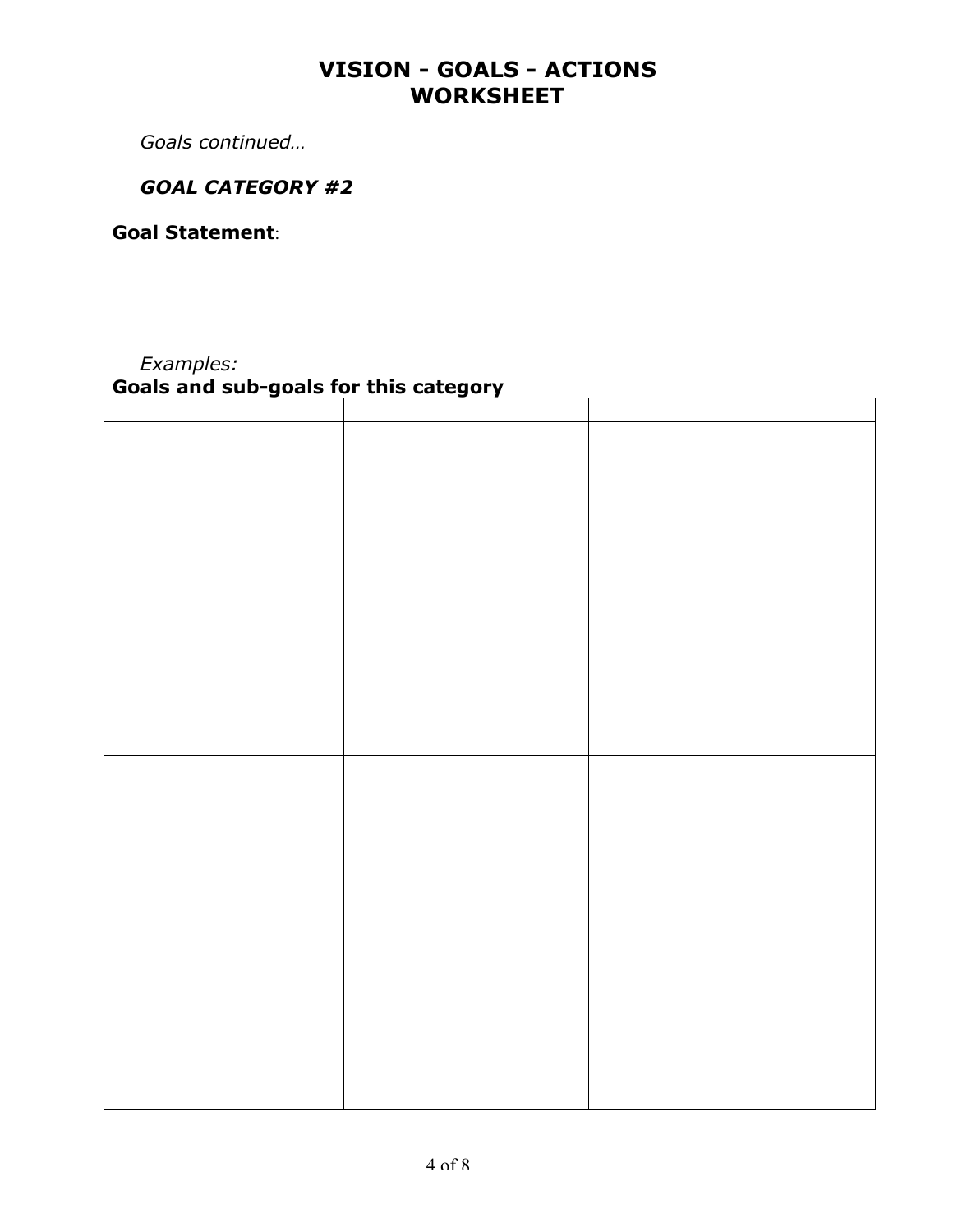# VISION - GOALS - ACTIONS WORKSHEET

*Goals continued…*

***GOAL CATEGORY #2***

**Goal Statement**:

*Examples:*

**Goals and sub-goals for this category**

| | | |
|---|---|---|
| | | |
| | | |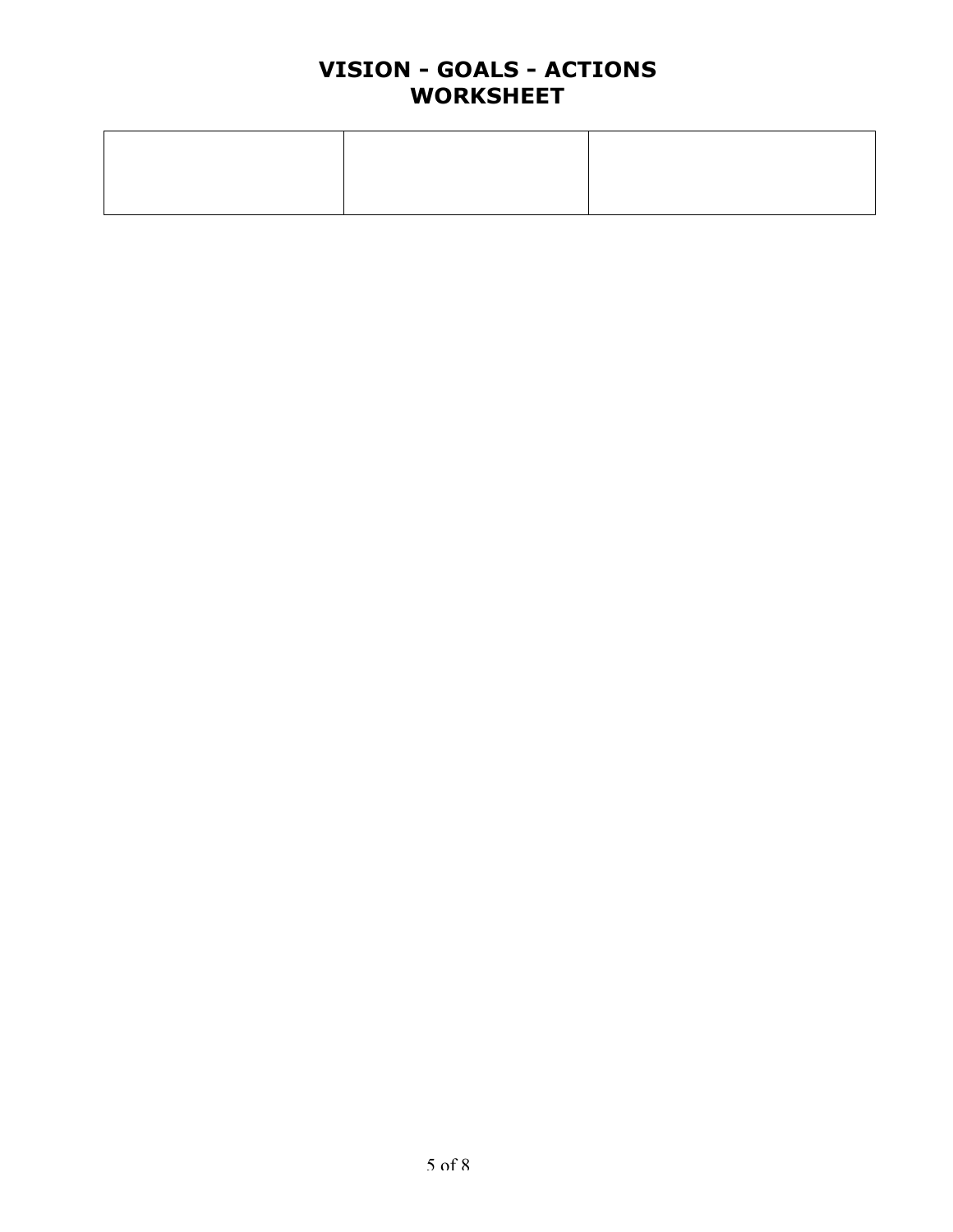# VISION - GOALS - ACTIONS
# WORKSHEET

| | | |
|---|---|---|
| | | |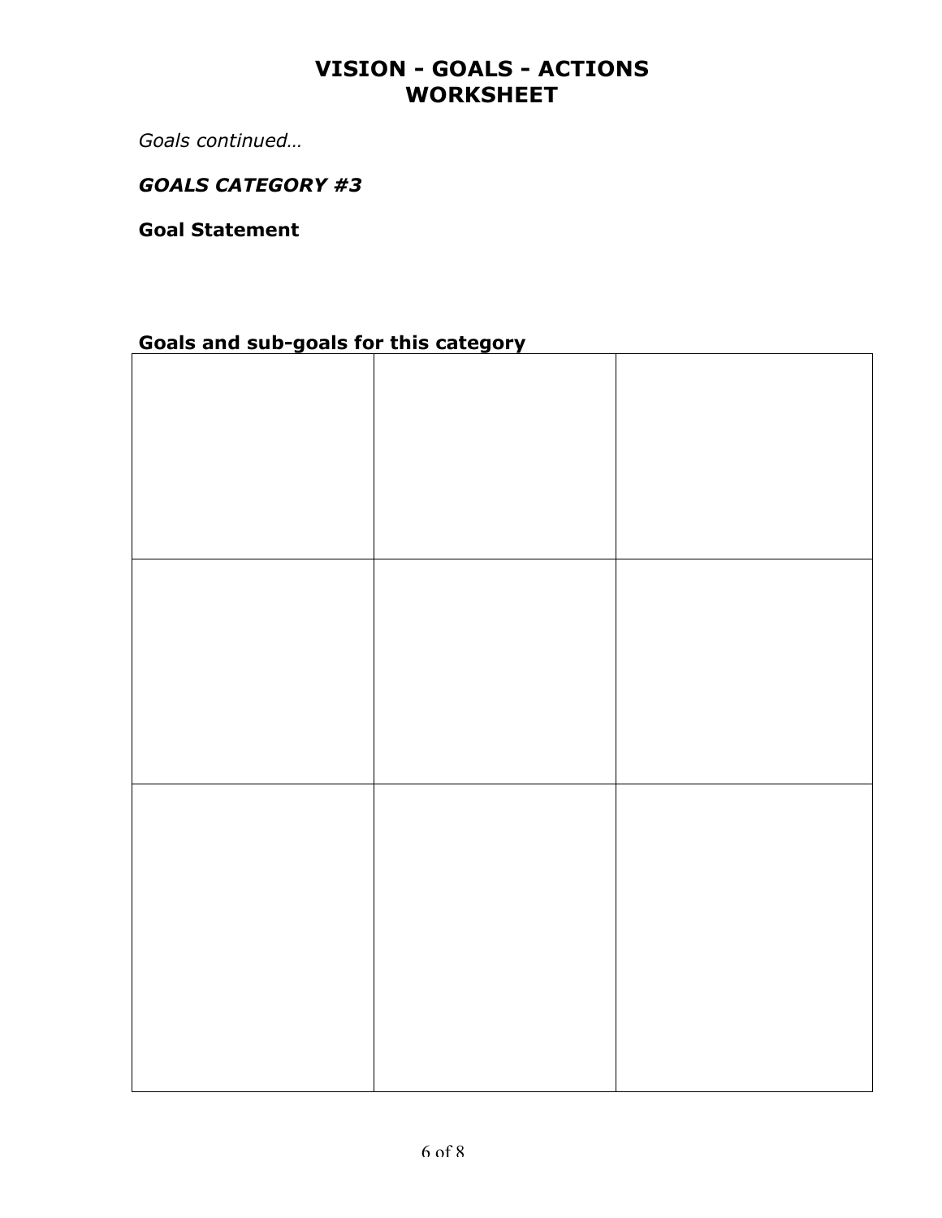# VISION - GOALS - ACTIONS
# WORKSHEET

*Goals continued…*

***GOALS CATEGORY #3***

**Goal Statement**

**Goals and sub-goals for this category**

| | | |
|---|---|---|
| | | |
| | | |
| | | |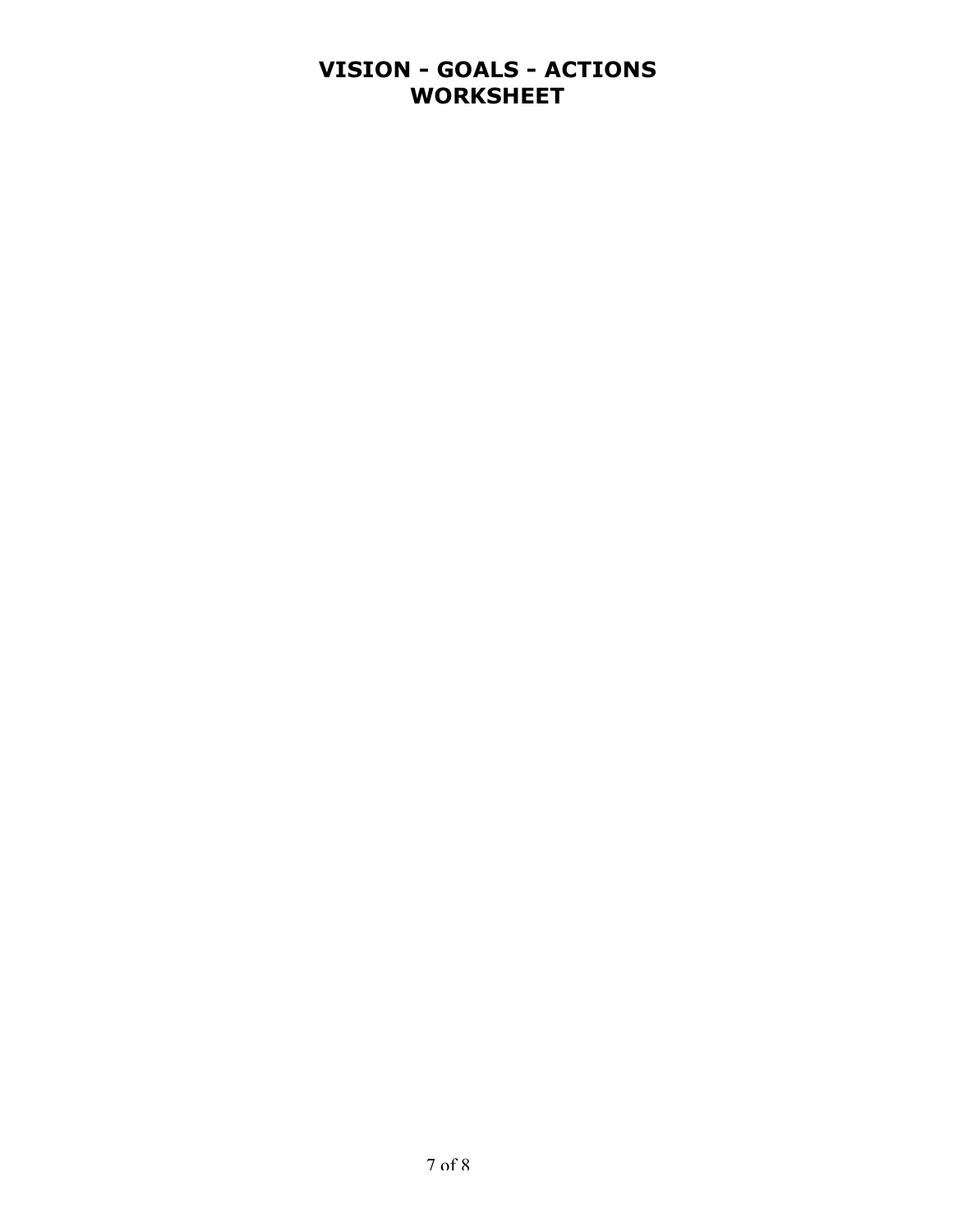# VISION - GOALS - ACTIONS
# WORKSHEET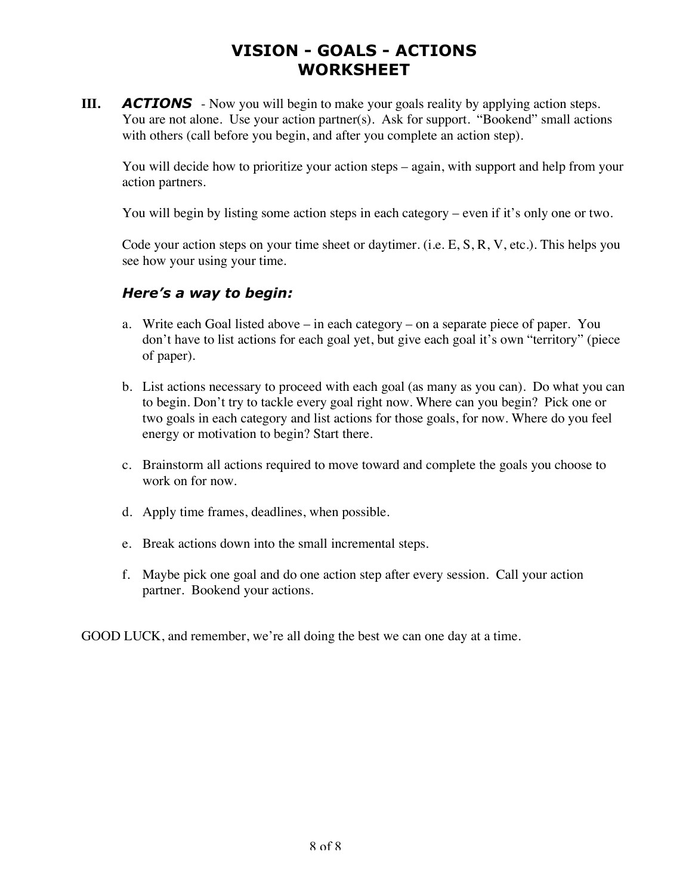# VISION - GOALS - ACTIONS WORKSHEET

**III.** ***ACTIONS*** - Now you will begin to make your goals reality by applying action steps. You are not alone. Use your action partner(s). Ask for support. "Bookend" small actions with others (call before you begin, and after you complete an action step).

You will decide how to prioritize your action steps – again, with support and help from your action partners.

You will begin by listing some action steps in each category – even if it's only one or two.

Code your action steps on your time sheet or daytimer. (i.e. E, S, R, V, etc.). This helps you see how your using your time.

### *Here's a way to begin:*

a. Write each Goal listed above – in each category – on a separate piece of paper. You don't have to list actions for each goal yet, but give each goal it's own "territory" (piece of paper).

b. List actions necessary to proceed with each goal (as many as you can). Do what you can to begin. Don't try to tackle every goal right now. Where can you begin? Pick one or two goals in each category and list actions for those goals, for now. Where do you feel energy or motivation to begin? Start there.

c. Brainstorm all actions required to move toward and complete the goals you choose to work on for now.

d. Apply time frames, deadlines, when possible.

e. Break actions down into the small incremental steps.

f. Maybe pick one goal and do one action step after every session. Call your action partner. Bookend your actions.

GOOD LUCK, and remember, we're all doing the best we can one day at a time.